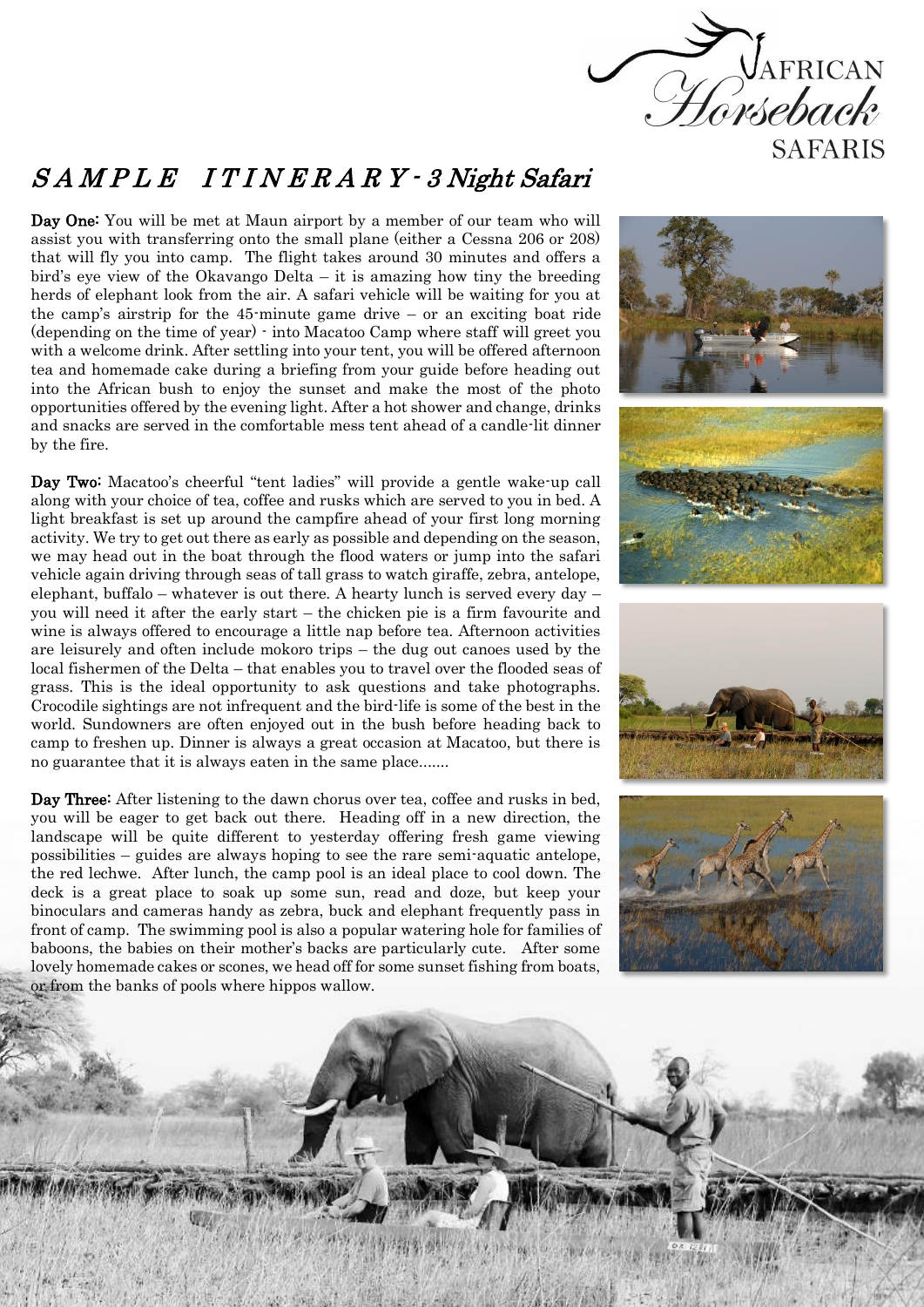AFRICAN Horseback SAFARIS

# SAMPLE ITINERARY - 3 Night Safari

**Day One:** You will be met at Maun airport by a member of our team who will assist you with transferring onto the small plane (either a Cessna 206 or 208) that will fly you into camp. The flight takes around 30 minutes and offers a bird's eye view of the Okavango Delta – it is amazing how tiny the breeding herds of elephant look from the air. A safari vehicle will be waiting for you at the camp's airstrip for the 45-minute game drive – or an exciting boat ride (depending on the time of year) - into Macatoo Camp where staff will greet you with a welcome drink. After settling into your tent, you will be offered afternoon tea and homemade cake during a briefing from your guide before heading out into the African bush to enjoy the sunset and make the most of the photo opportunities offered by the evening light. After a hot shower and change, drinks and snacks are served in the comfortable mess tent ahead of a candle-lit dinner by the fire.

**Day Two:** Macatoo's cheerful "tent ladies" will provide a gentle wake-up call along with your choice of tea, coffee and rusks which are served to you in bed. A light breakfast is set up around the campfire ahead of your first long morning activity. We try to get out there as early as possible and depending on the season, we may head out in the boat through the flood waters or jump into the safari vehicle again driving through seas of tall grass to watch giraffe, zebra, antelope, elephant, buffalo – whatever is out there. A hearty lunch is served every day – you will need it after the early start – the chicken pie is a firm favourite and wine is always offered to encourage a little nap before tea. Afternoon activities are leisurely and often include mokoro trips – the dug out canoes used by the local fishermen of the Delta – that enables you to travel over the flooded seas of grass. This is the ideal opportunity to ask questions and take photographs. Crocodile sightings are not infrequent and the bird-life is some of the best in the world. Sundowners are often enjoyed out in the bush before heading back to camp to freshen up. Dinner is always a great occasion at Macatoo, but there is no guarantee that it is always eaten in the same place.......

**Day Three:** After listening to the dawn chorus over tea, coffee and rusks in bed, you will be eager to get back out there. Heading off in a new direction, the landscape will be quite different to yesterday offering fresh game viewing possibilities – guides are always hoping to see the rare semi-aquatic antelope, the red lechwe. After lunch, the camp pool is an ideal place to cool down. The deck is a great place to soak up some sun, read and doze, but keep your binoculars and cameras handy as zebra, buck and elephant frequently pass in front of camp. The swimming pool is also a popular watering hole for families of baboons, the babies on their mother's backs are particularly cute. After some lovely homemade cakes or scones, we head off for some sunset fishing from boats, or from the banks of pools where hippos wallow.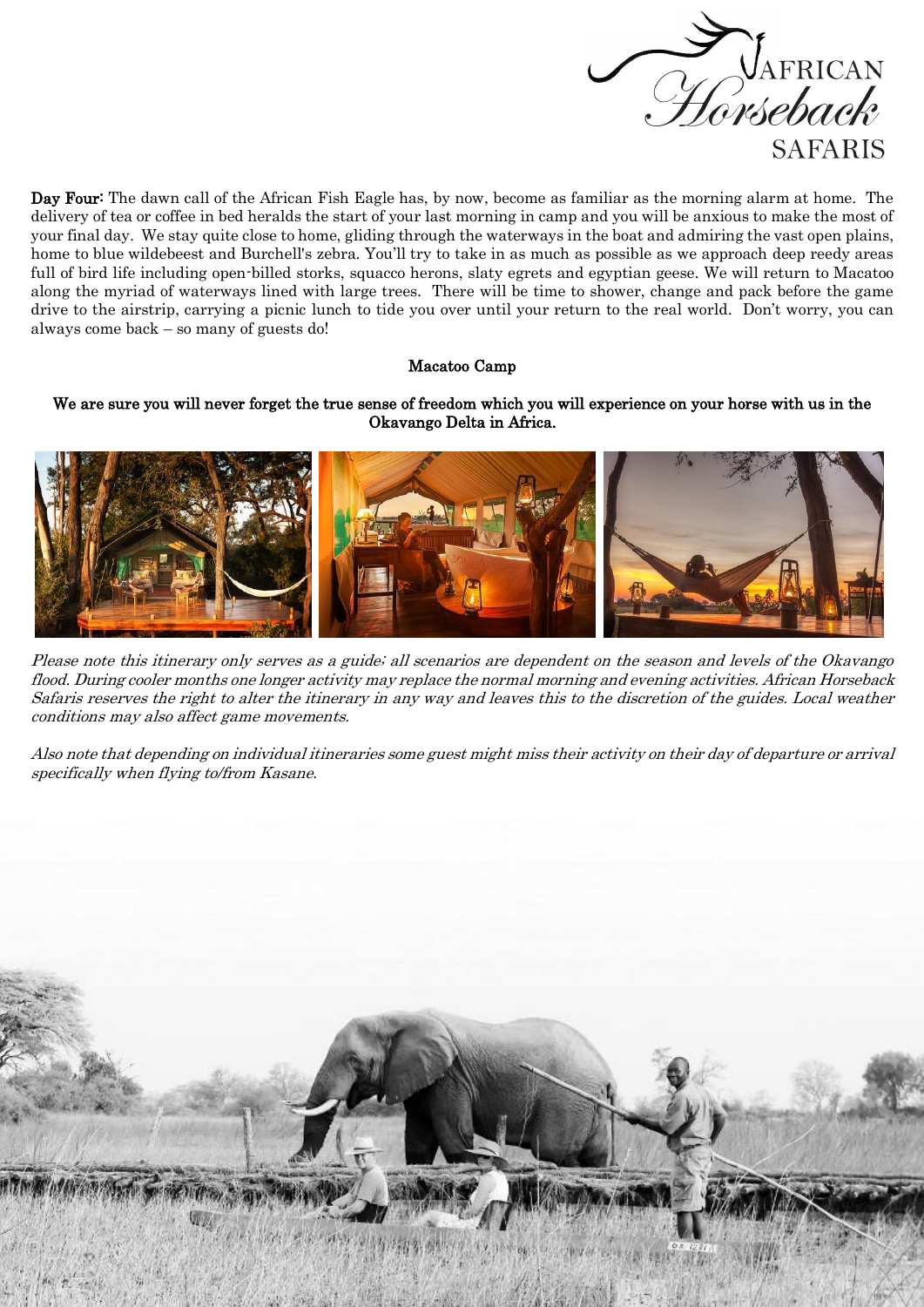**Day Four:** The dawn call of the African Fish Eagle has, by now, become as familiar as the morning alarm at home. The delivery of tea or coffee in bed heralds the start of your last morning in camp and you will be anxious to make the most of your final day. We stay quite close to home, gliding through the waterways in the boat and admiring the vast open plains, home to blue wildebeest and Burchell's zebra. You'll try to take in as much as possible as we approach deep reedy areas full of bird life including open-billed storks, squacco herons, slaty egrets and egyptian geese. We will return to Macatoo along the myriad of waterways lined with large trees. There will be time to shower, change and pack before the game drive to the airstrip, carrying a picnic lunch to tide you over until your return to the real world. Don't worry, you can always come back – so many of guests do!

**Macatoo Camp**

**We are sure you will never forget the true sense of freedom which you will experience on your horse with us in the Okavango Delta in Africa.**

*Please note this itinerary only serves as a guide; all scenarios are dependent on the season and levels of the Okavango flood. During cooler months one longer activity may replace the normal morning and evening activities. African Horseback Safaris reserves the right to alter the itinerary in any way and leaves this to the discretion of the guides. Local weather conditions may also affect game movements.*

*Also note that depending on individual itineraries some guest might miss their activity on their day of departure or arrival specifically when flying to/from Kasane.*